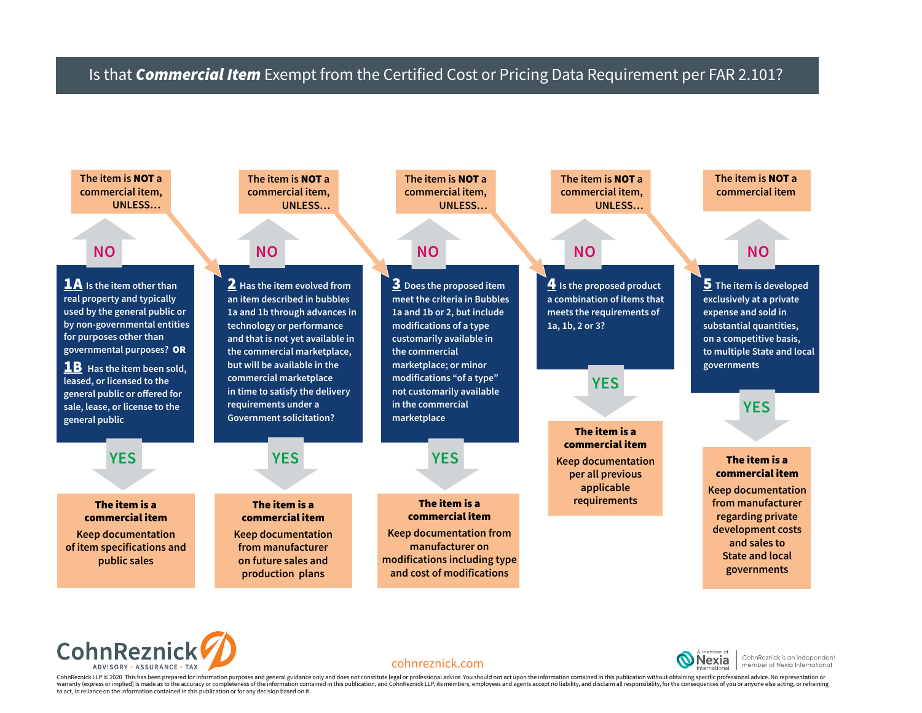# Is that ***Commercial Item*** Exempt from the Certified Cost or Pricing Data Requirement per FAR 2.101?

**1A** Is the item other than real property and typically used by the general public or by non-governmental entities for purposes other than governmental purposes? **OR**

**1B** Has the item been sold, leased, or licensed to the general public or offered for sale, lease, or license to the general public

- **YES** → **The item is a commercial item** — Keep documentation of item specifications and public sales
- **NO** → The item is **NOT** a commercial item, UNLESS…

**2** Has the item evolved from an item described in bubbles 1a and 1b through advances in technology or performance and that is not yet available in the commercial marketplace, but will be available in the commercial marketplace in time to satisfy the delivery requirements under a Government solicitation?

- **YES** → **The item is a commercial item** — Keep documentation from manufacturer on future sales and production plans
- **NO** → The item is **NOT** a commercial item, UNLESS…

**3** Does the proposed item meet the criteria in Bubbles 1a and 1b or 2, but include modifications of a type customarily available in the commercial marketplace; or minor modifications "of a type" not customarily available in the commercial marketplace

- **YES** → **The item is a commercial item** — Keep documentation from manufacturer on modifications including type and cost of modifications
- **NO** → The item is **NOT** a commercial item, UNLESS…

**4** Is the proposed product a combination of items that meets the requirements of 1a, 1b, 2 or 3?

- **YES** → **The item is a commercial item** — Keep documentation per all previous applicable requirements
- **NO** → The item is **NOT** a commercial item, UNLESS…

**5** The item is developed exclusively at a private expense and sold in substantial quantities, on a competitive basis, to multiple State and local governments

- **YES** → **The item is a commercial item** — Keep documentation from manufacturer regarding private development costs and sales to State and local governments
- **NO** → The item is **NOT** a commercial item

CohnReznick — ADVISORY · ASSURANCE · TAX

cohnreznick.com

A member of Nexia International — CohnReznick is an independent member of Nexia International

CohnReznick LLP © 2020 This has been prepared for information purposes and general guidance only and does not constitute legal or professional advice. You should not act upon the information contained in this publication without obtaining specific professional advice. No representation or warranty (express or implied) is made as to the accuracy or completeness of the information contained in this publication, and CohnReznick LLP, its members, employees and agents accept no liability, and disclaim all responsibility, for the consequences of you or anyone else acting, or refraining to act, in reliance on the information contained in this publication or for any decision based on it.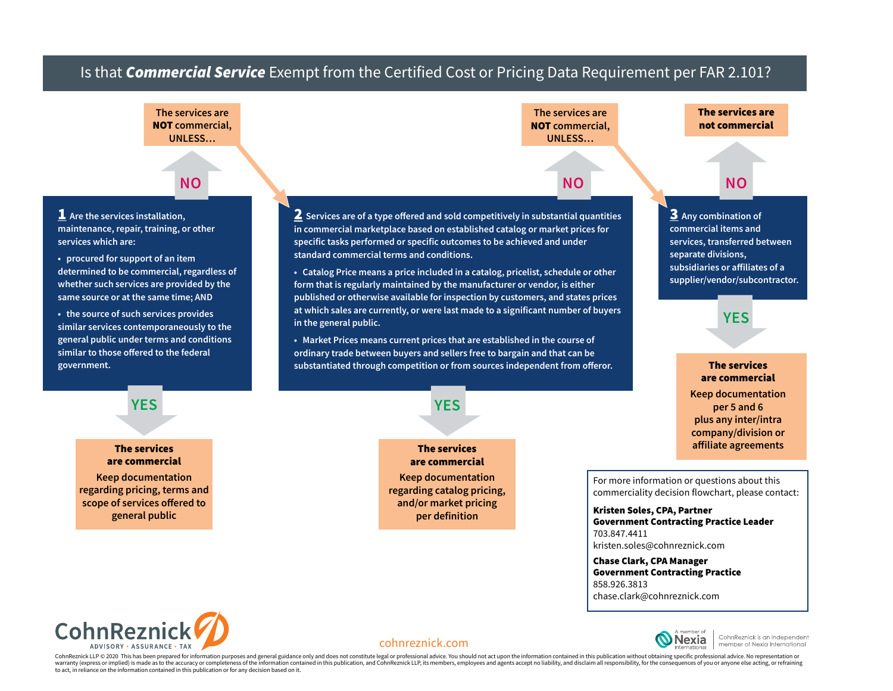# Is that ***Commercial Service*** Exempt from the Certified Cost or Pricing Data Requirement per FAR 2.101?

**1** Are the services installation, maintenance, repair, training, or other services which are:

- procured for support of an item determined to be commercial, regardless of whether such services are provided by the same source or at the same time; AND
- the source of such services provides similar services contemporaneously to the general public under terms and conditions similar to those offered to the federal government.

NO → The services are **NOT** commercial, UNLESS… (go to 2)

YES → **The services are commercial**

Keep documentation regarding pricing, terms and scope of services offered to general public

**2** Services are of a type offered and sold competitively in substantial quantities in commercial marketplace based on established catalog or market prices for specific tasks performed or specific outcomes to be achieved and under standard commercial terms and conditions.

- Catalog Price means a price included in a catalog, pricelist, schedule or other form that is regularly maintained by the manufacturer or vendor, is either published or otherwise available for inspection by customers, and states prices at which sales are currently, or were last made to a significant number of buyers in the general public.
- Market Prices means current prices that are established in the course of ordinary trade between buyers and sellers free to bargain and that can be substantiated through competition or from sources independent from offeror.

NO → The services are **NOT** commercial, UNLESS… (go to 3)

YES → **The services are commercial**

Keep documentation regarding catalog pricing, and/or market pricing per definition

**3** Any combination of commercial items and services, transferred between separate divisions, subsidiaries or affiliates of a supplier/vendor/subcontractor.

NO → **The services are not commercial**

YES → **The services are commercial**

Keep documentation per 5 and 6 plus any inter/intra company/division or affiliate agreements

For more information or questions about this commerciality decision flowchart, please contact:

**Kristen Soles, CPA, Partner**
**Government Contracting Practice Leader**
703.847.4411
kristen.soles@cohnreznick.com

**Chase Clark, CPA Manager**
**Government Contracting Practice**
858.926.3813
chase.clark@cohnreznick.com

CohnReznick
ADVISORY · ASSURANCE · TAX

cohnreznick.com

A member of Nexia International — CohnReznick is an independent member of Nexia International

CohnReznick LLP © 2020 This has been prepared for information purposes and general guidance only and does not constitute legal or professional advice. You should not act upon the information contained in this publication without obtaining specific professional advice. No representation or warranty (express or implied) is made as to the accuracy or completeness of the information contained in this publication, and CohnReznick LLP, its members, employees and agents accept no liability, and disclaim all responsibility, for the consequences of you or anyone else acting, or refraining to act, in reliance on the information contained in this publication or for any decision based on it.